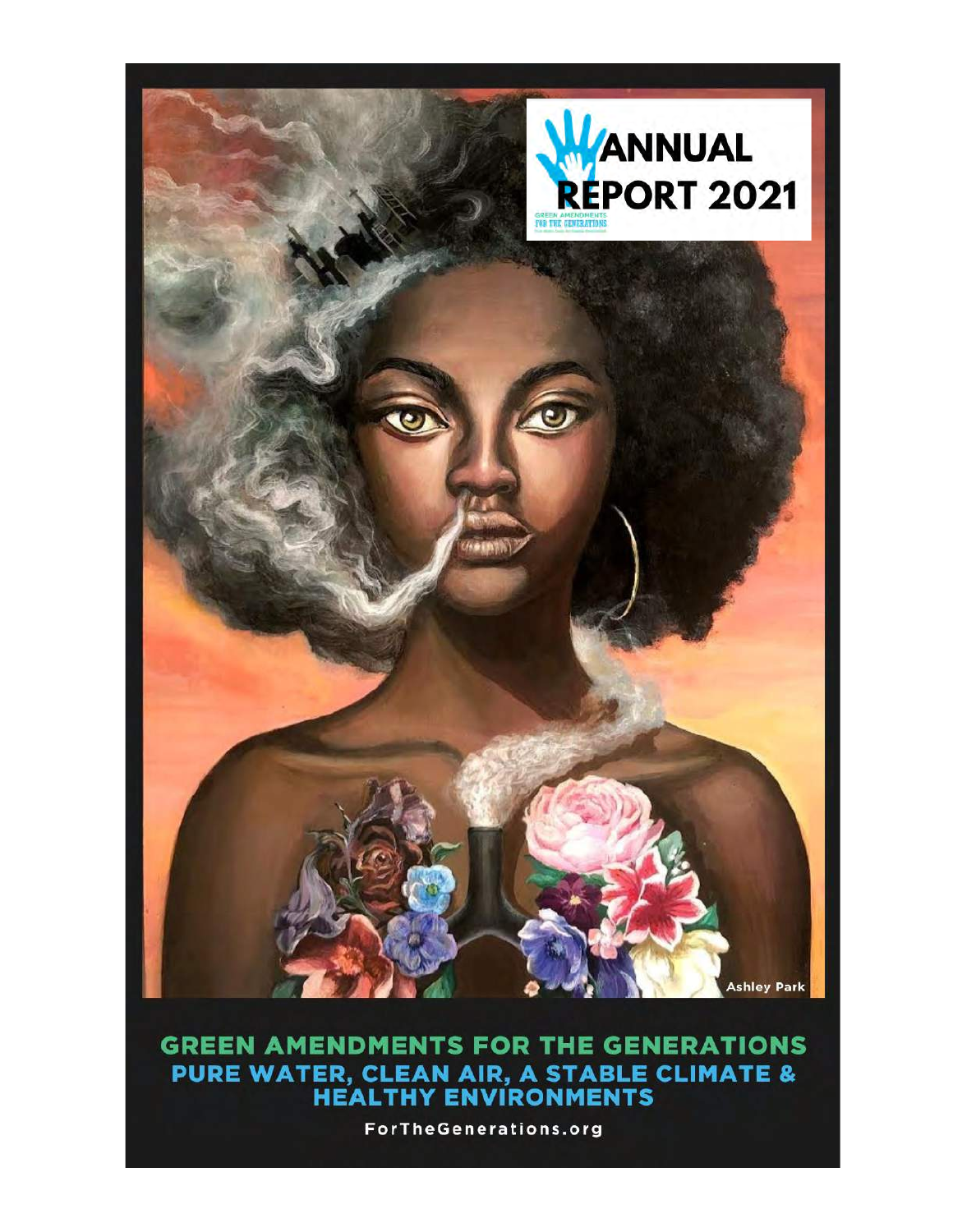# ANNUAL REPORT 2021

Ashley Park

## GREEN AMENDMENTS FOR THE GENERATIONS

### PURE WATER, CLEAN AIR, A STABLE CLIMATE & HEALTHY ENVIRONMENTS

ForTheGenerations.org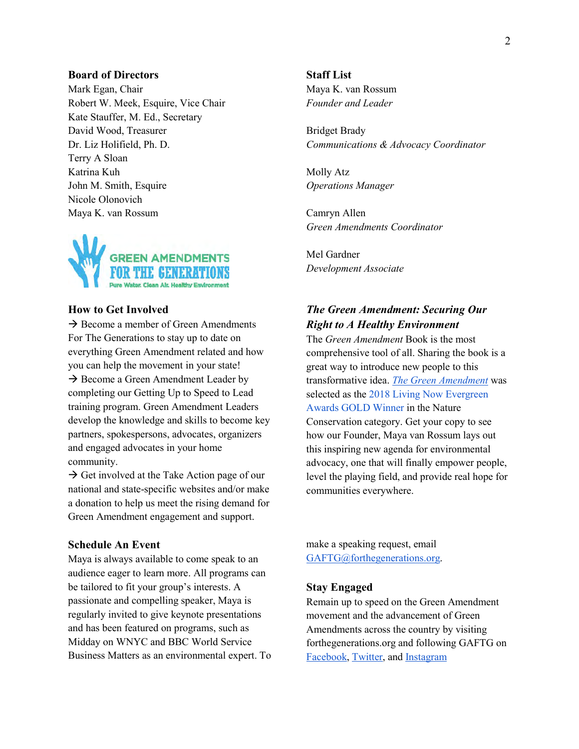## Board of Directors

Mark Egan, Chair
Robert W. Meek, Esquire, Vice Chair
Kate Stauffer, M. Ed., Secretary
David Wood, Treasurer
Dr. Liz Holifield, Ph. D.
Terry A Sloan
Katrina Kuh
John M. Smith, Esquire
Nicole Olonovich
Maya K. van Rossum

GREEN AMENDMENTS FOR THE GENERATIONS
Pure Water. Clean Air. Healthy Environment

## How to Get Involved

→ Become a member of Green Amendments For The Generations to stay up to date on everything Green Amendment related and how you can help the movement in your state!

→ Become a Green Amendment Leader by completing our Getting Up to Speed to Lead training program. Green Amendment Leaders develop the knowledge and skills to become key partners, spokespersons, advocates, organizers and engaged advocates in your home community.

→ Get involved at the Take Action page of our national and state-specific websites and/or make a donation to help us meet the rising demand for Green Amendment engagement and support.

## Schedule An Event

Maya is always available to come speak to an audience eager to learn more. All programs can be tailored to fit your group's interests. A passionate and compelling speaker, Maya is regularly invited to give keynote presentations and has been featured on programs, such as Midday on WNYC and BBC World Service Business Matters as an environmental expert. To make a speaking request, email GAFTG@forthegenerations.org.

## Staff List

Maya K. van Rossum
*Founder and Leader*

Bridget Brady
*Communications & Advocacy Coordinator*

Molly Atz
*Operations Manager*

Camryn Allen
*Green Amendments Coordinator*

Mel Gardner
*Development Associate*

## *The Green Amendment: Securing Our Right to A Healthy Environment*

The *Green Amendment* Book is the most comprehensive tool of all. Sharing the book is a great way to introduce new people to this transformative idea. *The Green Amendment* was selected as the 2018 Living Now Evergreen Awards GOLD Winner in the Nature Conservation category. Get your copy to see how our Founder, Maya van Rossum lays out this inspiring new agenda for environmental advocacy, one that will finally empower people, level the playing field, and provide real hope for communities everywhere.

## Stay Engaged

Remain up to speed on the Green Amendment movement and the advancement of Green Amendments across the country by visiting forthegenerations.org and following GAFTG on Facebook, Twitter, and Instagram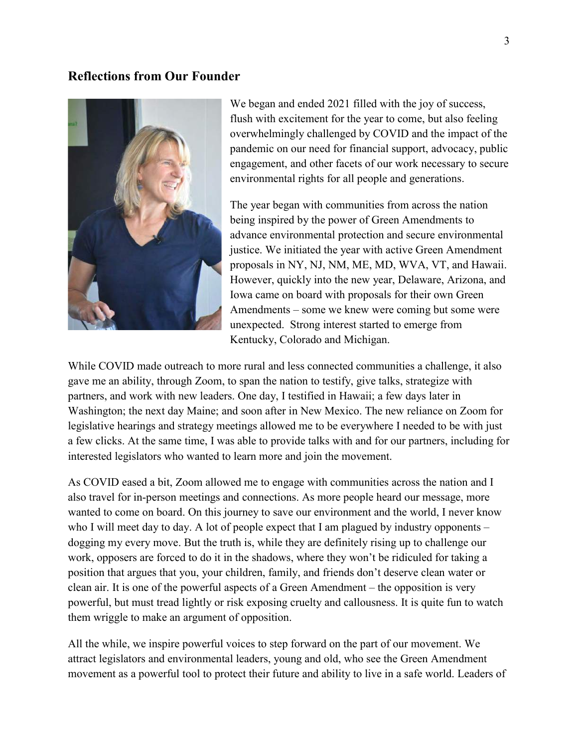## Reflections from Our Founder

We began and ended 2021 filled with the joy of success, flush with excitement for the year to come, but also feeling overwhelmingly challenged by COVID and the impact of the pandemic on our need for financial support, advocacy, public engagement, and other facets of our work necessary to secure environmental rights for all people and generations.

The year began with communities from across the nation being inspired by the power of Green Amendments to advance environmental protection and secure environmental justice. We initiated the year with active Green Amendment proposals in NY, NJ, NM, ME, MD, WVA, VT, and Hawaii. However, quickly into the new year, Delaware, Arizona, and Iowa came on board with proposals for their own Green Amendments – some we knew were coming but some were unexpected. Strong interest started to emerge from Kentucky, Colorado and Michigan.

While COVID made outreach to more rural and less connected communities a challenge, it also gave me an ability, through Zoom, to span the nation to testify, give talks, strategize with partners, and work with new leaders. One day, I testified in Hawaii; a few days later in Washington; the next day Maine; and soon after in New Mexico. The new reliance on Zoom for legislative hearings and strategy meetings allowed me to be everywhere I needed to be with just a few clicks. At the same time, I was able to provide talks with and for our partners, including for interested legislators who wanted to learn more and join the movement.

As COVID eased a bit, Zoom allowed me to engage with communities across the nation and I also travel for in-person meetings and connections. As more people heard our message, more wanted to come on board. On this journey to save our environment and the world, I never know who I will meet day to day. A lot of people expect that I am plagued by industry opponents – dogging my every move. But the truth is, while they are definitely rising up to challenge our work, opposers are forced to do it in the shadows, where they won't be ridiculed for taking a position that argues that you, your children, family, and friends don't deserve clean water or clean air. It is one of the powerful aspects of a Green Amendment – the opposition is very powerful, but must tread lightly or risk exposing cruelty and callousness. It is quite fun to watch them wriggle to make an argument of opposition.

All the while, we inspire powerful voices to step forward on the part of our movement. We attract legislators and environmental leaders, young and old, who see the Green Amendment movement as a powerful tool to protect their future and ability to live in a safe world. Leaders of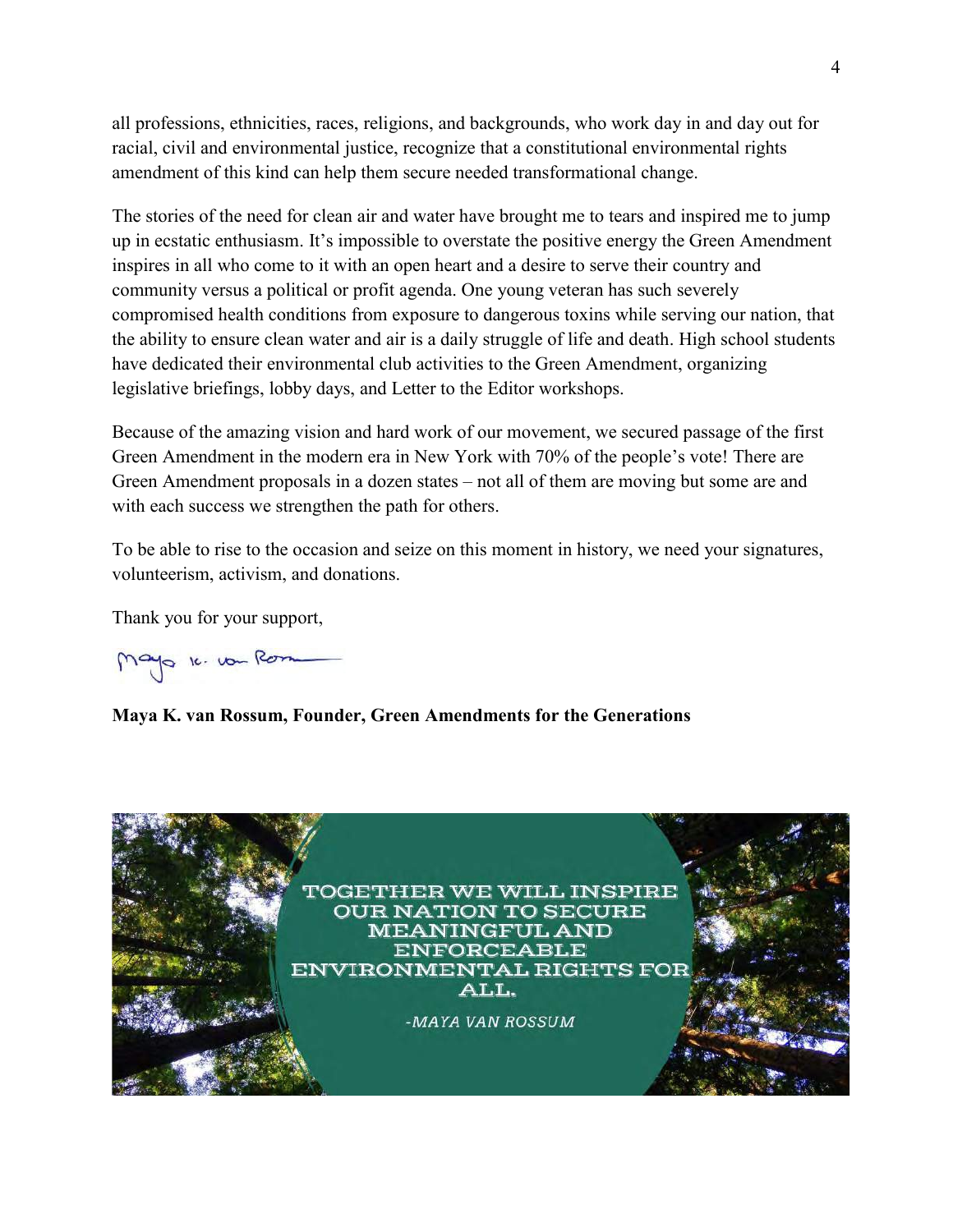all professions, ethnicities, races, religions, and backgrounds, who work day in and day out for racial, civil and environmental justice, recognize that a constitutional environmental rights amendment of this kind can help them secure needed transformational change.

The stories of the need for clean air and water have brought me to tears and inspired me to jump up in ecstatic enthusiasm. It's impossible to overstate the positive energy the Green Amendment inspires in all who come to it with an open heart and a desire to serve their country and community versus a political or profit agenda. One young veteran has such severely compromised health conditions from exposure to dangerous toxins while serving our nation, that the ability to ensure clean water and air is a daily struggle of life and death. High school students have dedicated their environmental club activities to the Green Amendment, organizing legislative briefings, lobby days, and Letter to the Editor workshops.

Because of the amazing vision and hard work of our movement, we secured passage of the first Green Amendment in the modern era in New York with 70% of the people's vote! There are Green Amendment proposals in a dozen states – not all of them are moving but some are and with each success we strengthen the path for others.

To be able to rise to the occasion and seize on this moment in history, we need your signatures, volunteerism, activism, and donations.

Thank you for your support,

Maya K. van Rossum

**Maya K. van Rossum, Founder, Green Amendments for the Generations**

TOGETHER WE WILL INSPIRE OUR NATION TO SECURE MEANINGFUL AND ENFORCEABLE ENVIRONMENTAL RIGHTS FOR ALL.

*-MAYA VAN ROSSUM*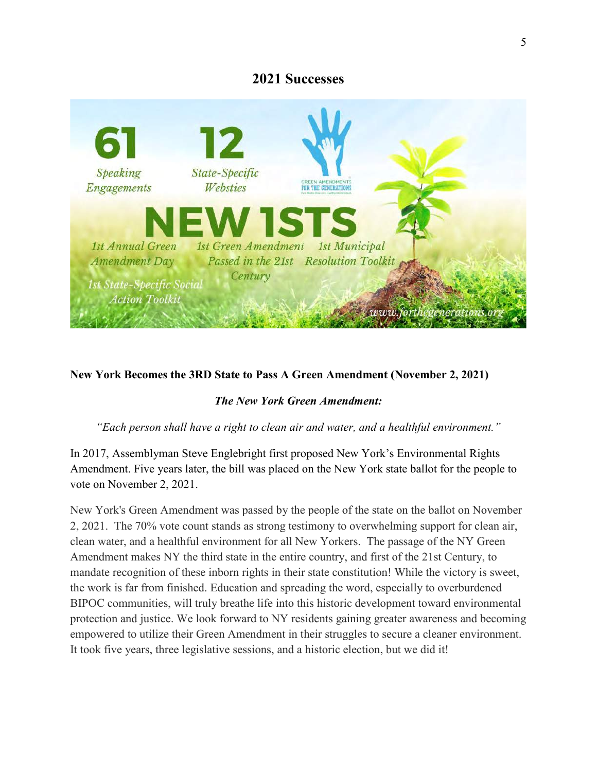## 2021 Successes

61 *Speaking Engagements*

12 *State-Specific Websties*

GREEN AMENDMENTS FOR THE GENERATIONS

NEW 1STS

*1st Annual Green Amendment Day*

*1st Green Amendment Passed in the 21st Century*

*1st Municipal Resolution Toolkit*

*1st State-Specific Social Action Toolkit*

*www.forthegenerations.org*

**New York Becomes the 3RD State to Pass A Green Amendment (November 2, 2021)**

***The New York Green Amendment:***

*"Each person shall have a right to clean air and water, and a healthful environment."*

In 2017, Assemblyman Steve Englebright first proposed New York's Environmental Rights Amendment. Five years later, the bill was placed on the New York state ballot for the people to vote on November 2, 2021.

New York's Green Amendment was passed by the people of the state on the ballot on November 2, 2021. The 70% vote count stands as strong testimony to overwhelming support for clean air, clean water, and a healthful environment for all New Yorkers. The passage of the NY Green Amendment makes NY the third state in the entire country, and first of the 21st Century, to mandate recognition of these inborn rights in their state constitution! While the victory is sweet, the work is far from finished. Education and spreading the word, especially to overburdened BIPOC communities, will truly breathe life into this historic development toward environmental protection and justice. We look forward to NY residents gaining greater awareness and becoming empowered to utilize their Green Amendment in their struggles to secure a cleaner environment. It took five years, three legislative sessions, and a historic election, but we did it!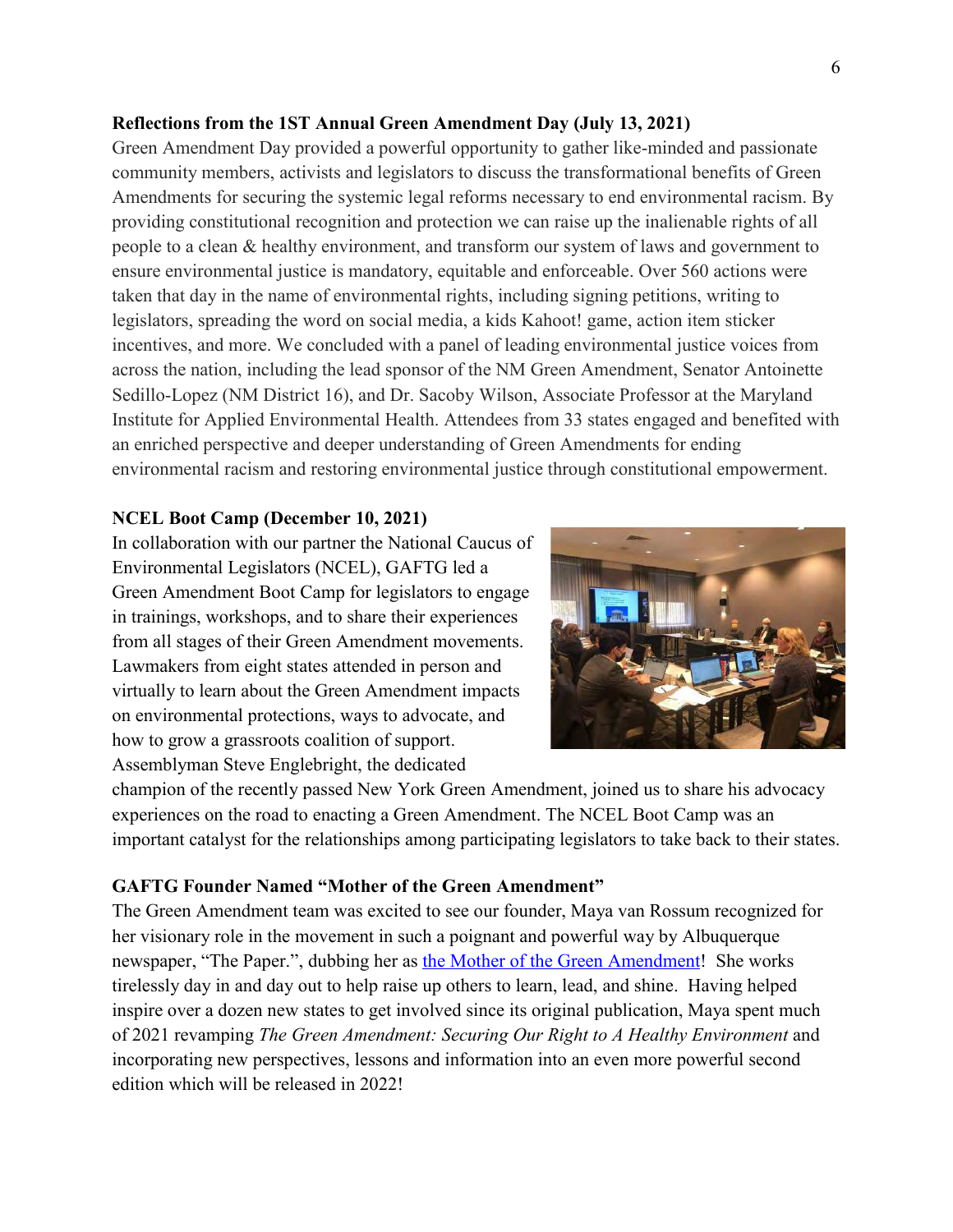**Reflections from the 1ST Annual Green Amendment Day (July 13, 2021)**

Green Amendment Day provided a powerful opportunity to gather like-minded and passionate community members, activists and legislators to discuss the transformational benefits of Green Amendments for securing the systemic legal reforms necessary to end environmental racism. By providing constitutional recognition and protection we can raise up the inalienable rights of all people to a clean & healthy environment, and transform our system of laws and government to ensure environmental justice is mandatory, equitable and enforceable. Over 560 actions were taken that day in the name of environmental rights, including signing petitions, writing to legislators, spreading the word on social media, a kids Kahoot! game, action item sticker incentives, and more. We concluded with a panel of leading environmental justice voices from across the nation, including the lead sponsor of the NM Green Amendment, Senator Antoinette Sedillo-Lopez (NM District 16), and Dr. Sacoby Wilson, Associate Professor at the Maryland Institute for Applied Environmental Health. Attendees from 33 states engaged and benefited with an enriched perspective and deeper understanding of Green Amendments for ending environmental racism and restoring environmental justice through constitutional empowerment.

**NCEL Boot Camp (December 10, 2021)**

In collaboration with our partner the National Caucus of Environmental Legislators (NCEL), GAFTG led a Green Amendment Boot Camp for legislators to engage in trainings, workshops, and to share their experiences from all stages of their Green Amendment movements. Lawmakers from eight states attended in person and virtually to learn about the Green Amendment impacts on environmental protections, ways to advocate, and how to grow a grassroots coalition of support. Assemblyman Steve Englebright, the dedicated champion of the recently passed New York Green Amendment, joined us to share his advocacy experiences on the road to enacting a Green Amendment. The NCEL Boot Camp was an important catalyst for the relationships among participating legislators to take back to their states.

**GAFTG Founder Named "Mother of the Green Amendment"**

The Green Amendment team was excited to see our founder, Maya van Rossum recognized for her visionary role in the movement in such a poignant and powerful way by Albuquerque newspaper, "The Paper.", dubbing her as the Mother of the Green Amendment! She works tirelessly day in and day out to help raise up others to learn, lead, and shine. Having helped inspire over a dozen new states to get involved since its original publication, Maya spent much of 2021 revamping *The Green Amendment: Securing Our Right to A Healthy Environment* and incorporating new perspectives, lessons and information into an even more powerful second edition which will be released in 2022!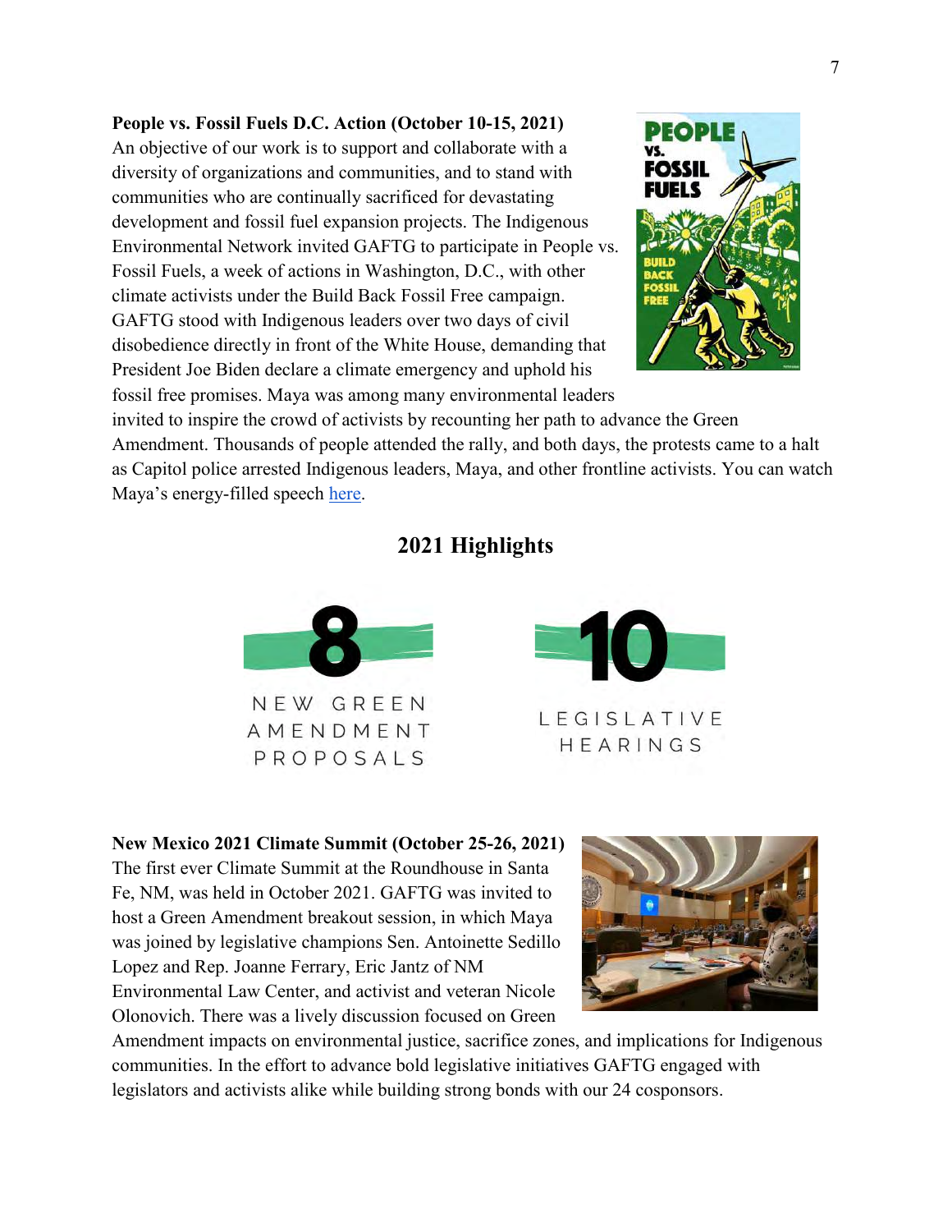**People vs. Fossil Fuels D.C. Action (October 10-15, 2021)**
An objective of our work is to support and collaborate with a diversity of organizations and communities, and to stand with communities who are continually sacrificed for devastating development and fossil fuel expansion projects. The Indigenous Environmental Network invited GAFTG to participate in People vs. Fossil Fuels, a week of actions in Washington, D.C., with other climate activists under the Build Back Fossil Free campaign. GAFTG stood with Indigenous leaders over two days of civil disobedience directly in front of the White House, demanding that President Joe Biden declare a climate emergency and uphold his fossil free promises. Maya was among many environmental leaders invited to inspire the crowd of activists by recounting her path to advance the Green Amendment. Thousands of people attended the rally, and both days, the protests came to a halt as Capitol police arrested Indigenous leaders, Maya, and other frontline activists. You can watch Maya's energy-filled speech [here](here).

## 2021 Highlights

**8** NEW GREEN AMENDMENT PROPOSALS

**10** LEGISLATIVE HEARINGS

**New Mexico 2021 Climate Summit (October 25-26, 2021)**
The first ever Climate Summit at the Roundhouse in Santa Fe, NM, was held in October 2021. GAFTG was invited to host a Green Amendment breakout session, in which Maya was joined by legislative champions Sen. Antoinette Sedillo Lopez and Rep. Joanne Ferrary, Eric Jantz of NM Environmental Law Center, and activist and veteran Nicole Olonovich. There was a lively discussion focused on Green Amendment impacts on environmental justice, sacrifice zones, and implications for Indigenous communities. In the effort to advance bold legislative initiatives GAFTG engaged with legislators and activists alike while building strong bonds with our 24 cosponsors.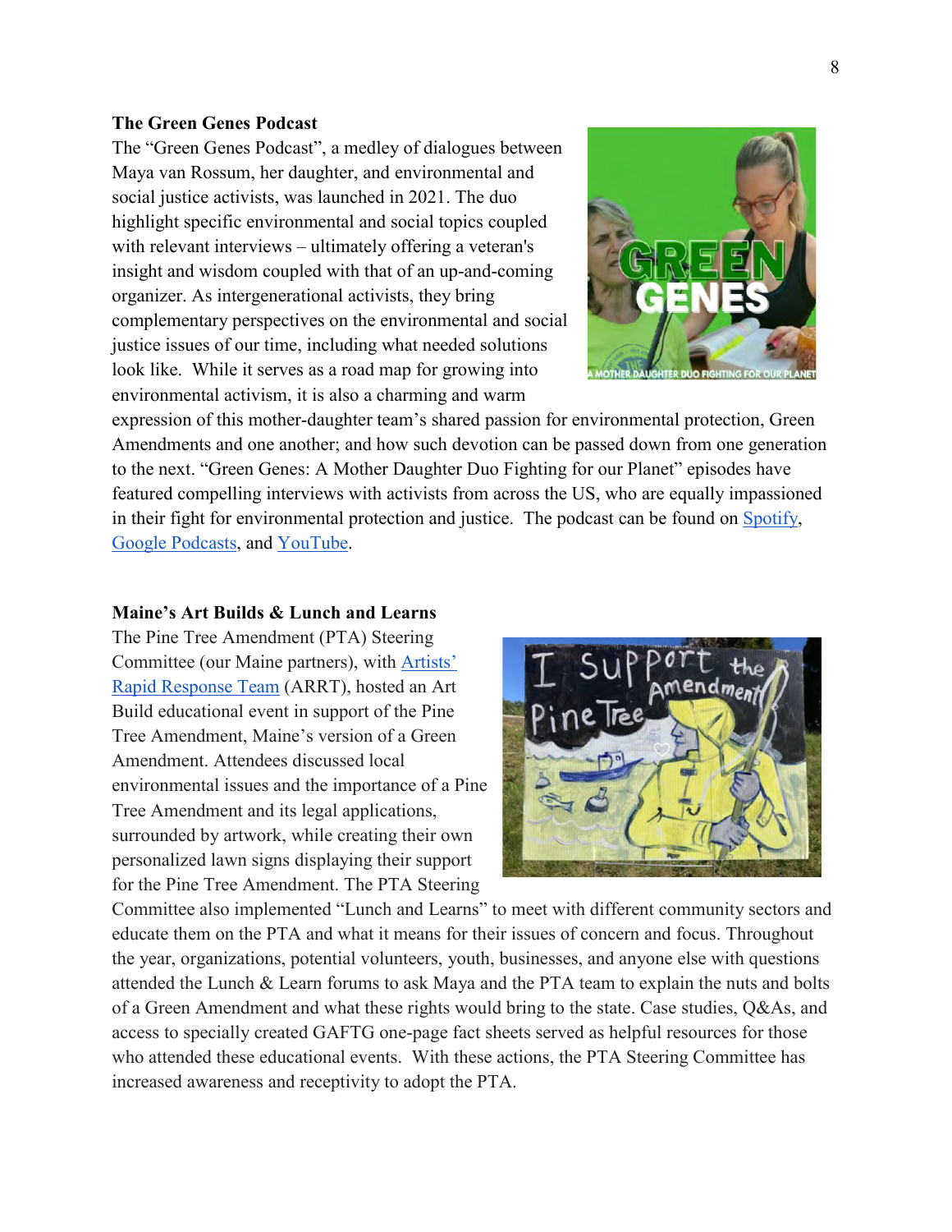### The Green Genes Podcast

The "Green Genes Podcast", a medley of dialogues between Maya van Rossum, her daughter, and environmental and social justice activists, was launched in 2021. The duo highlight specific environmental and social topics coupled with relevant interviews – ultimately offering a veteran's insight and wisdom coupled with that of an up-and-coming organizer. As intergenerational activists, they bring complementary perspectives on the environmental and social justice issues of our time, including what needed solutions look like. While it serves as a road map for growing into environmental activism, it is also a charming and warm expression of this mother-daughter team's shared passion for environmental protection, Green Amendments and one another; and how such devotion can be passed down from one generation to the next. "Green Genes: A Mother Daughter Duo Fighting for our Planet" episodes have featured compelling interviews with activists from across the US, who are equally impassioned in their fight for environmental protection and justice. The podcast can be found on Spotify, Google Podcasts, and YouTube.

### Maine's Art Builds & Lunch and Learns

The Pine Tree Amendment (PTA) Steering Committee (our Maine partners), with Artists' Rapid Response Team (ARRT), hosted an Art Build educational event in support of the Pine Tree Amendment, Maine's version of a Green Amendment. Attendees discussed local environmental issues and the importance of a Pine Tree Amendment and its legal applications, surrounded by artwork, while creating their own personalized lawn signs displaying their support for the Pine Tree Amendment. The PTA Steering Committee also implemented "Lunch and Learns" to meet with different community sectors and educate them on the PTA and what it means for their issues of concern and focus. Throughout the year, organizations, potential volunteers, youth, businesses, and anyone else with questions attended the Lunch & Learn forums to ask Maya and the PTA team to explain the nuts and bolts of a Green Amendment and what these rights would bring to the state. Case studies, Q&As, and access to specially created GAFTG one-page fact sheets served as helpful resources for those who attended these educational events. With these actions, the PTA Steering Committee has increased awareness and receptivity to adopt the PTA.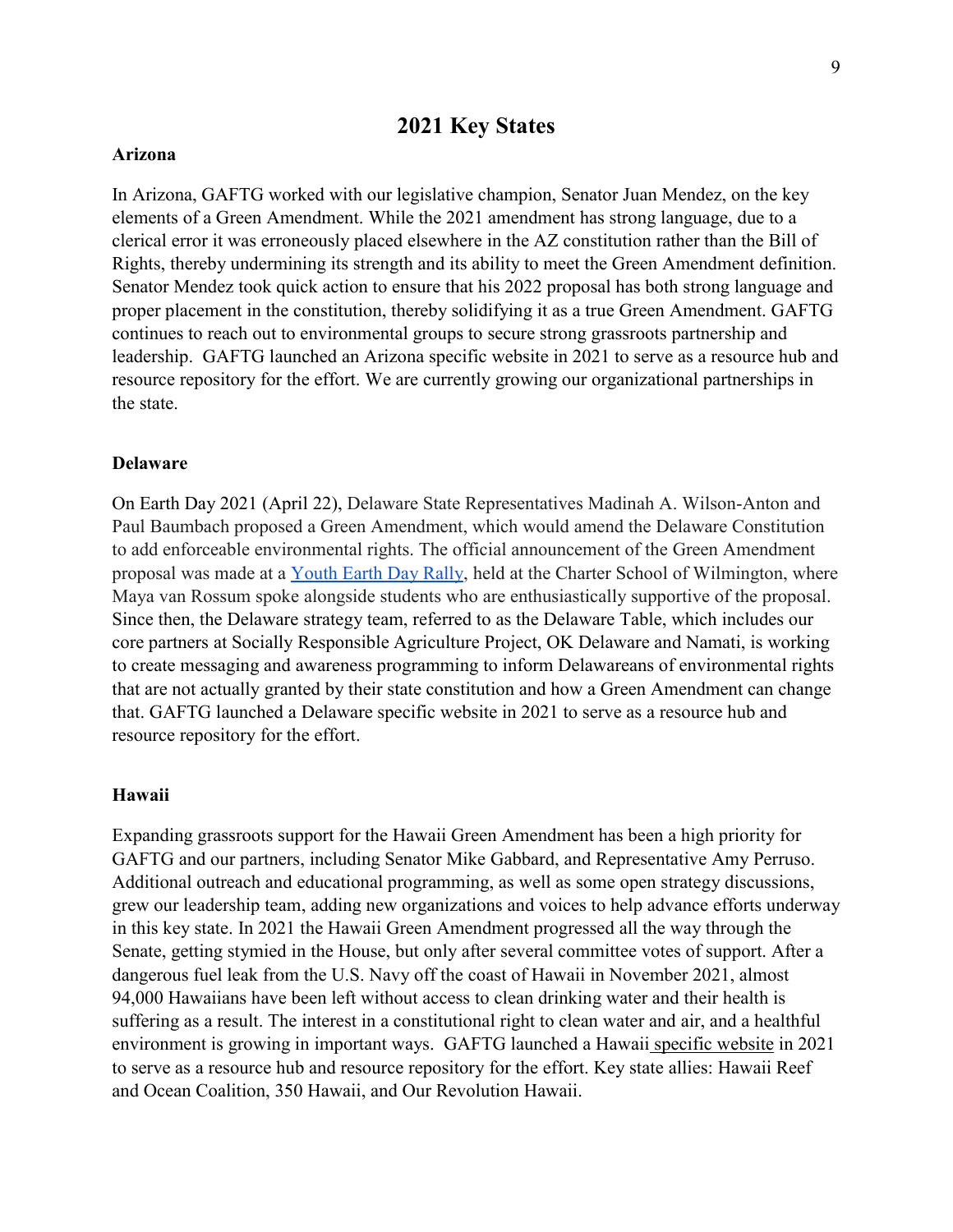## 2021 Key States

### Arizona

In Arizona, GAFTG worked with our legislative champion, Senator Juan Mendez, on the key elements of a Green Amendment. While the 2021 amendment has strong language, due to a clerical error it was erroneously placed elsewhere in the AZ constitution rather than the Bill of Rights, thereby undermining its strength and its ability to meet the Green Amendment definition. Senator Mendez took quick action to ensure that his 2022 proposal has both strong language and proper placement in the constitution, thereby solidifying it as a true Green Amendment. GAFTG continues to reach out to environmental groups to secure strong grassroots partnership and leadership. GAFTG launched an Arizona specific website in 2021 to serve as a resource hub and resource repository for the effort. We are currently growing our organizational partnerships in the state.

### Delaware

On Earth Day 2021 (April 22), Delaware State Representatives Madinah A. Wilson-Anton and Paul Baumbach proposed a Green Amendment, which would amend the Delaware Constitution to add enforceable environmental rights. The official announcement of the Green Amendment proposal was made at a Youth Earth Day Rally, held at the Charter School of Wilmington, where Maya van Rossum spoke alongside students who are enthusiastically supportive of the proposal. Since then, the Delaware strategy team, referred to as the Delaware Table, which includes our core partners at Socially Responsible Agriculture Project, OK Delaware and Namati, is working to create messaging and awareness programming to inform Delawareans of environmental rights that are not actually granted by their state constitution and how a Green Amendment can change that. GAFTG launched a Delaware specific website in 2021 to serve as a resource hub and resource repository for the effort.

### Hawaii

Expanding grassroots support for the Hawaii Green Amendment has been a high priority for GAFTG and our partners, including Senator Mike Gabbard, and Representative Amy Perruso. Additional outreach and educational programming, as well as some open strategy discussions, grew our leadership team, adding new organizations and voices to help advance efforts underway in this key state. In 2021 the Hawaii Green Amendment progressed all the way through the Senate, getting stymied in the House, but only after several committee votes of support. After a dangerous fuel leak from the U.S. Navy off the coast of Hawaii in November 2021, almost 94,000 Hawaiians have been left without access to clean drinking water and their health is suffering as a result. The interest in a constitutional right to clean water and air, and a healthful environment is growing in important ways. GAFTG launched a Hawaii specific website in 2021 to serve as a resource hub and resource repository for the effort. Key state allies: Hawaii Reef and Ocean Coalition, 350 Hawaii, and Our Revolution Hawaii.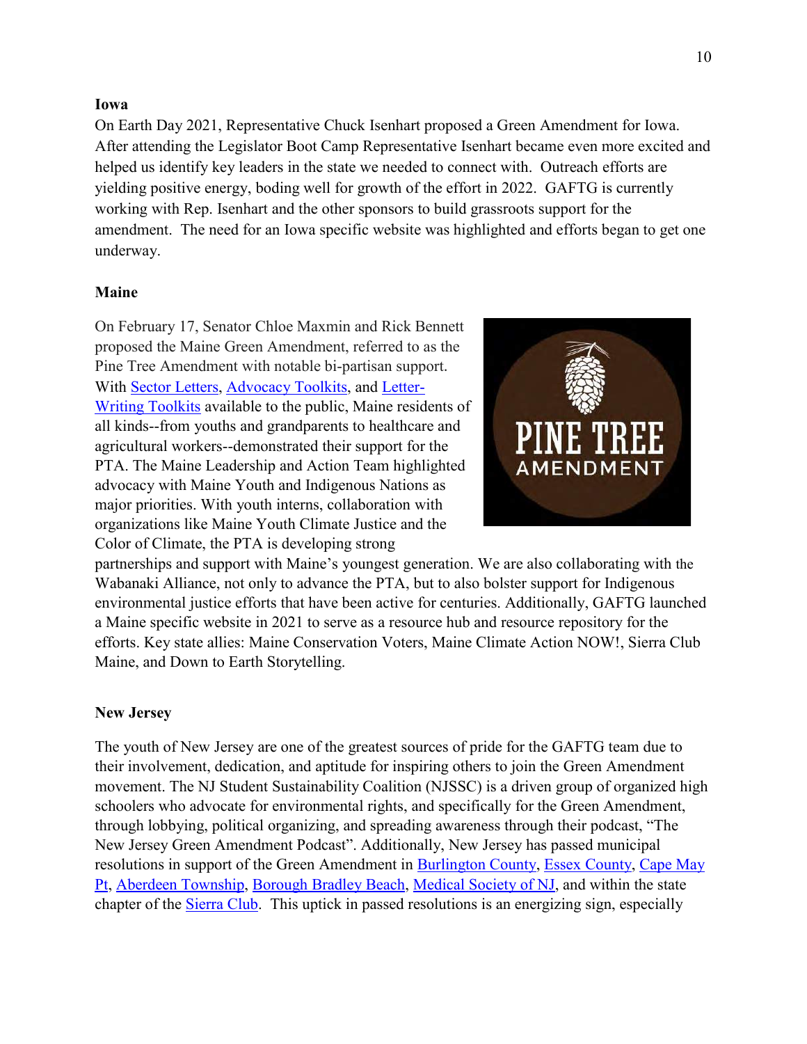**Iowa**

On Earth Day 2021, Representative Chuck Isenhart proposed a Green Amendment for Iowa. After attending the Legislator Boot Camp Representative Isenhart became even more excited and helped us identify key leaders in the state we needed to connect with. Outreach efforts are yielding positive energy, boding well for growth of the effort in 2022. GAFTG is currently working with Rep. Isenhart and the other sponsors to build grassroots support for the amendment. The need for an Iowa specific website was highlighted and efforts began to get one underway.

**Maine**

On February 17, Senator Chloe Maxmin and Rick Bennett proposed the Maine Green Amendment, referred to as the Pine Tree Amendment with notable bi-partisan support. With Sector Letters, Advocacy Toolkits, and Letter-Writing Toolkits available to the public, Maine residents of all kinds--from youths and grandparents to healthcare and agricultural workers--demonstrated their support for the PTA. The Maine Leadership and Action Team highlighted advocacy with Maine Youth and Indigenous Nations as major priorities. With youth interns, collaboration with organizations like Maine Youth Climate Justice and the Color of Climate, the PTA is developing strong partnerships and support with Maine's youngest generation. We are also collaborating with the Wabanaki Alliance, not only to advance the PTA, but to also bolster support for Indigenous environmental justice efforts that have been active for centuries. Additionally, GAFTG launched a Maine specific website in 2021 to serve as a resource hub and resource repository for the efforts. Key state allies: Maine Conservation Voters, Maine Climate Action NOW!, Sierra Club Maine, and Down to Earth Storytelling.

**New Jersey**

The youth of New Jersey are one of the greatest sources of pride for the GAFTG team due to their involvement, dedication, and aptitude for inspiring others to join the Green Amendment movement. The NJ Student Sustainability Coalition (NJSSC) is a driven group of organized high schoolers who advocate for environmental rights, and specifically for the Green Amendment, through lobbying, political organizing, and spreading awareness through their podcast, "The New Jersey Green Amendment Podcast". Additionally, New Jersey has passed municipal resolutions in support of the Green Amendment in Burlington County, Essex County, Cape May Pt, Aberdeen Township, Borough Bradley Beach, Medical Society of NJ, and within the state chapter of the Sierra Club. This uptick in passed resolutions is an energizing sign, especially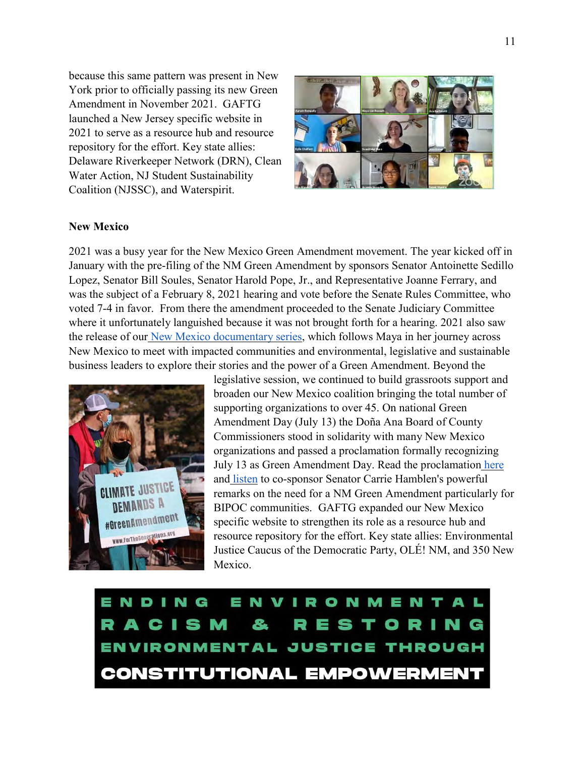because this same pattern was present in New York prior to officially passing its new Green Amendment in November 2021. GAFTG launched a New Jersey specific website in 2021 to serve as a resource hub and resource repository for the effort. Key state allies: Delaware Riverkeeper Network (DRN), Clean Water Action, NJ Student Sustainability Coalition (NJSSC), and Waterspirit.

**New Mexico**

2021 was a busy year for the New Mexico Green Amendment movement. The year kicked off in January with the pre-filing of the NM Green Amendment by sponsors Senator Antoinette Sedillo Lopez, Senator Bill Soules, Senator Harold Pope, Jr., and Representative Joanne Ferrary, and was the subject of a February 8, 2021 hearing and vote before the Senate Rules Committee, who voted 7-4 in favor. From there the amendment proceeded to the Senate Judiciary Committee where it unfortunately languished because it was not brought forth for a hearing. 2021 also saw the release of our New Mexico documentary series, which follows Maya in her journey across New Mexico to meet with impacted communities and environmental, legislative and sustainable business leaders to explore their stories and the power of a Green Amendment. Beyond the legislative session, we continued to build grassroots support and broaden our New Mexico coalition bringing the total number of supporting organizations to over 45. On national Green Amendment Day (July 13) the Doña Ana Board of County Commissioners stood in solidarity with many New Mexico organizations and passed a proclamation formally recognizing July 13 as Green Amendment Day. Read the proclamation here and listen to co-sponsor Senator Carrie Hamblen's powerful remarks on the need for a NM Green Amendment particularly for BIPOC communities. GAFTG expanded our New Mexico specific website to strengthen its role as a resource hub and resource repository for the effort. Key state allies: Environmental Justice Caucus of the Democratic Party, OLÉ! NM, and 350 New Mexico.

ENDING ENVIRONMENTAL RACISM & RESTORING ENVIRONMENTAL JUSTICE THROUGH CONSTITUTIONAL EMPOWERMENT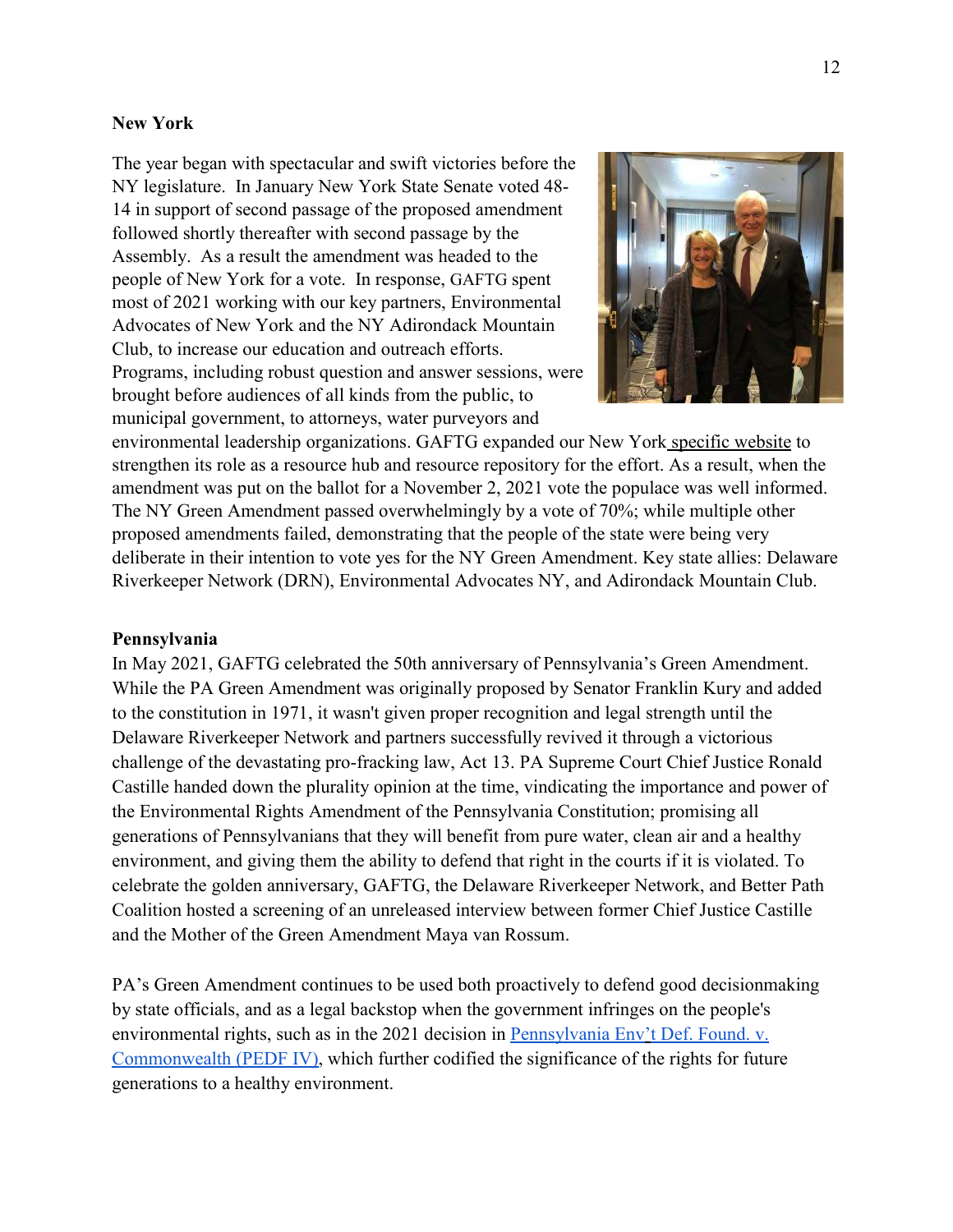## New York

The year began with spectacular and swift victories before the NY legislature. In January New York State Senate voted 48-14 in support of second passage of the proposed amendment followed shortly thereafter with second passage by the Assembly. As a result the amendment was headed to the people of New York for a vote. In response, GAFTG spent most of 2021 working with our key partners, Environmental Advocates of New York and the NY Adirondack Mountain Club, to increase our education and outreach efforts. Programs, including robust question and answer sessions, were brought before audiences of all kinds from the public, to municipal government, to attorneys, water purveyors and environmental leadership organizations. GAFTG expanded our New York specific website to strengthen its role as a resource hub and resource repository for the effort. As a result, when the amendment was put on the ballot for a November 2, 2021 vote the populace was well informed. The NY Green Amendment passed overwhelmingly by a vote of 70%; while multiple other proposed amendments failed, demonstrating that the people of the state were being very deliberate in their intention to vote yes for the NY Green Amendment. Key state allies: Delaware Riverkeeper Network (DRN), Environmental Advocates NY, and Adirondack Mountain Club.

## Pennsylvania

In May 2021, GAFTG celebrated the 50th anniversary of Pennsylvania's Green Amendment. While the PA Green Amendment was originally proposed by Senator Franklin Kury and added to the constitution in 1971, it wasn't given proper recognition and legal strength until the Delaware Riverkeeper Network and partners successfully revived it through a victorious challenge of the devastating pro-fracking law, Act 13. PA Supreme Court Chief Justice Ronald Castille handed down the plurality opinion at the time, vindicating the importance and power of the Environmental Rights Amendment of the Pennsylvania Constitution; promising all generations of Pennsylvanians that they will benefit from pure water, clean air and a healthy environment, and giving them the ability to defend that right in the courts if it is violated. To celebrate the golden anniversary, GAFTG, the Delaware Riverkeeper Network, and Better Path Coalition hosted a screening of an unreleased interview between former Chief Justice Castille and the Mother of the Green Amendment Maya van Rossum.

PA's Green Amendment continues to be used both proactively to defend good decisionmaking by state officials, and as a legal backstop when the government infringes on the people's environmental rights, such as in the 2021 decision in Pennsylvania Env't Def. Found. v. Commonwealth (PEDF IV), which further codified the significance of the rights for future generations to a healthy environment.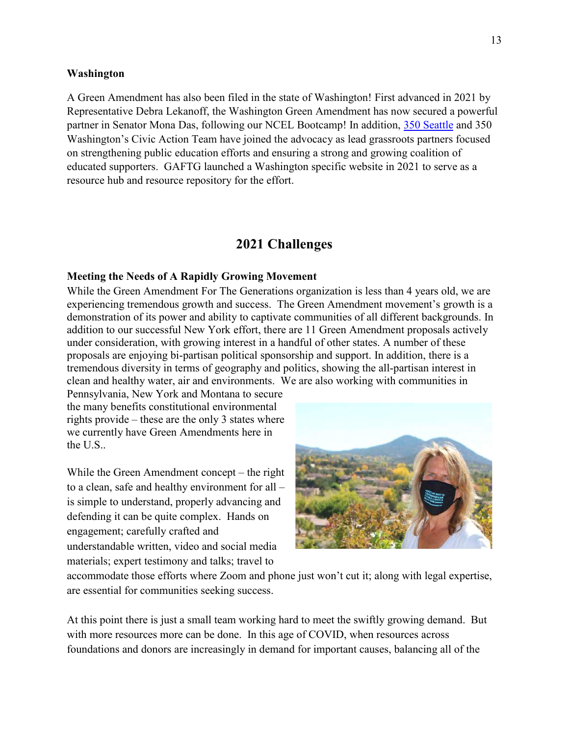**Washington**

A Green Amendment has also been filed in the state of Washington! First advanced in 2021 by Representative Debra Lekanoff, the Washington Green Amendment has now secured a powerful partner in Senator Mona Das, following our NCEL Bootcamp! In addition, 350 Seattle and 350 Washington's Civic Action Team have joined the advocacy as lead grassroots partners focused on strengthening public education efforts and ensuring a strong and growing coalition of educated supporters. GAFTG launched a Washington specific website in 2021 to serve as a resource hub and resource repository for the effort.

## 2021 Challenges

**Meeting the Needs of A Rapidly Growing Movement**

While the Green Amendment For The Generations organization is less than 4 years old, we are experiencing tremendous growth and success. The Green Amendment movement's growth is a demonstration of its power and ability to captivate communities of all different backgrounds. In addition to our successful New York effort, there are 11 Green Amendment proposals actively under consideration, with growing interest in a handful of other states. A number of these proposals are enjoying bi-partisan political sponsorship and support. In addition, there is a tremendous diversity in terms of geography and politics, showing the all-partisan interest in clean and healthy water, air and environments. We are also working with communities in Pennsylvania, New York and Montana to secure the many benefits constitutional environmental rights provide – these are the only 3 states where we currently have Green Amendments here in the U.S..

While the Green Amendment concept – the right to a clean, safe and healthy environment for all – is simple to understand, properly advancing and defending it can be quite complex. Hands on engagement; carefully crafted and understandable written, video and social media materials; expert testimony and talks; travel to accommodate those efforts where Zoom and phone just won't cut it; along with legal expertise, are essential for communities seeking success.

At this point there is just a small team working hard to meet the swiftly growing demand. But with more resources more can be done. In this age of COVID, when resources across foundations and donors are increasingly in demand for important causes, balancing all of the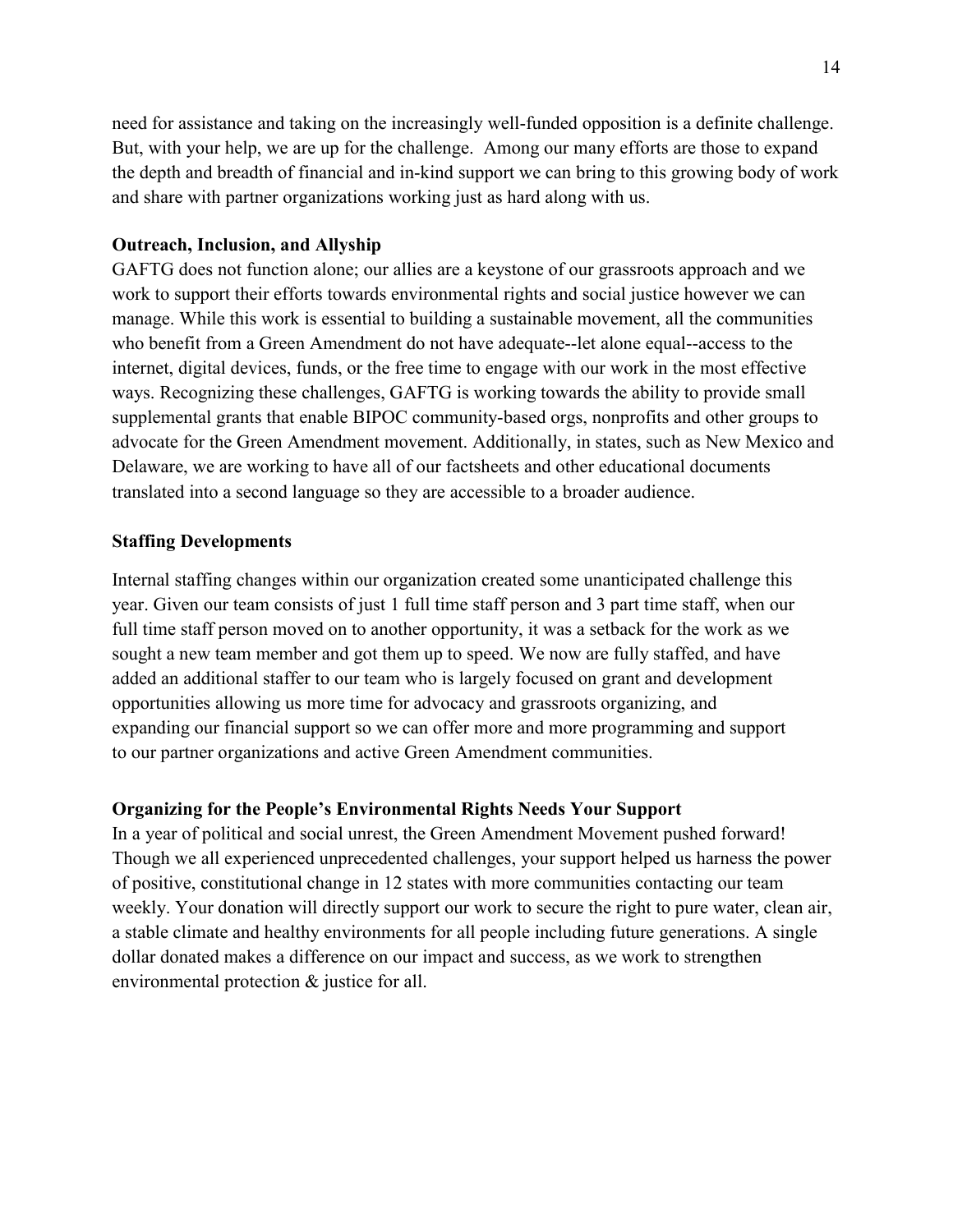need for assistance and taking on the increasingly well-funded opposition is a definite challenge. But, with your help, we are up for the challenge. Among our many efforts are those to expand the depth and breadth of financial and in-kind support we can bring to this growing body of work and share with partner organizations working just as hard along with us.

**Outreach, Inclusion, and Allyship**

GAFTG does not function alone; our allies are a keystone of our grassroots approach and we work to support their efforts towards environmental rights and social justice however we can manage. While this work is essential to building a sustainable movement, all the communities who benefit from a Green Amendment do not have adequate--let alone equal--access to the internet, digital devices, funds, or the free time to engage with our work in the most effective ways. Recognizing these challenges, GAFTG is working towards the ability to provide small supplemental grants that enable BIPOC community-based orgs, nonprofits and other groups to advocate for the Green Amendment movement. Additionally, in states, such as New Mexico and Delaware, we are working to have all of our factsheets and other educational documents translated into a second language so they are accessible to a broader audience.

**Staffing Developments**

Internal staffing changes within our organization created some unanticipated challenge this year. Given our team consists of just 1 full time staff person and 3 part time staff, when our full time staff person moved on to another opportunity, it was a setback for the work as we sought a new team member and got them up to speed. We now are fully staffed, and have added an additional staffer to our team who is largely focused on grant and development opportunities allowing us more time for advocacy and grassroots organizing, and expanding our financial support so we can offer more and more programming and support to our partner organizations and active Green Amendment communities.

**Organizing for the People's Environmental Rights Needs Your Support**

In a year of political and social unrest, the Green Amendment Movement pushed forward! Though we all experienced unprecedented challenges, your support helped us harness the power of positive, constitutional change in 12 states with more communities contacting our team weekly. Your donation will directly support our work to secure the right to pure water, clean air, a stable climate and healthy environments for all people including future generations. A single dollar donated makes a difference on our impact and success, as we work to strengthen environmental protection & justice for all.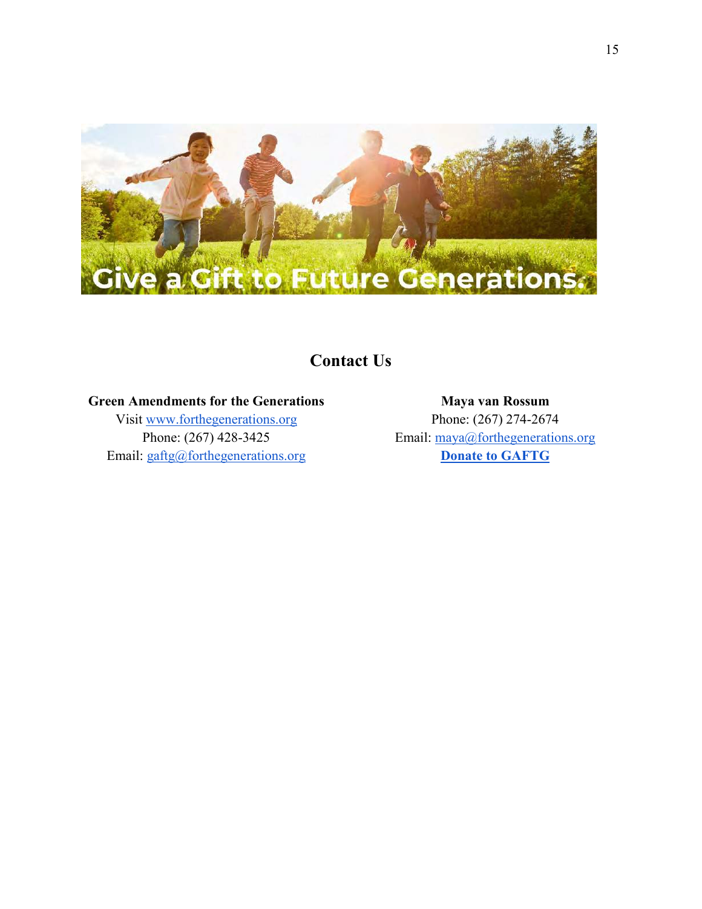## Contact Us

**Green Amendments for the Generations**
Visit www.forthegenerations.org
Phone: (267) 428-3425
Email: gaftg@forthegenerations.org

**Maya van Rossum**
Phone: (267) 274-2674
Email: maya@forthegenerations.org
**Donate to GAFTG**